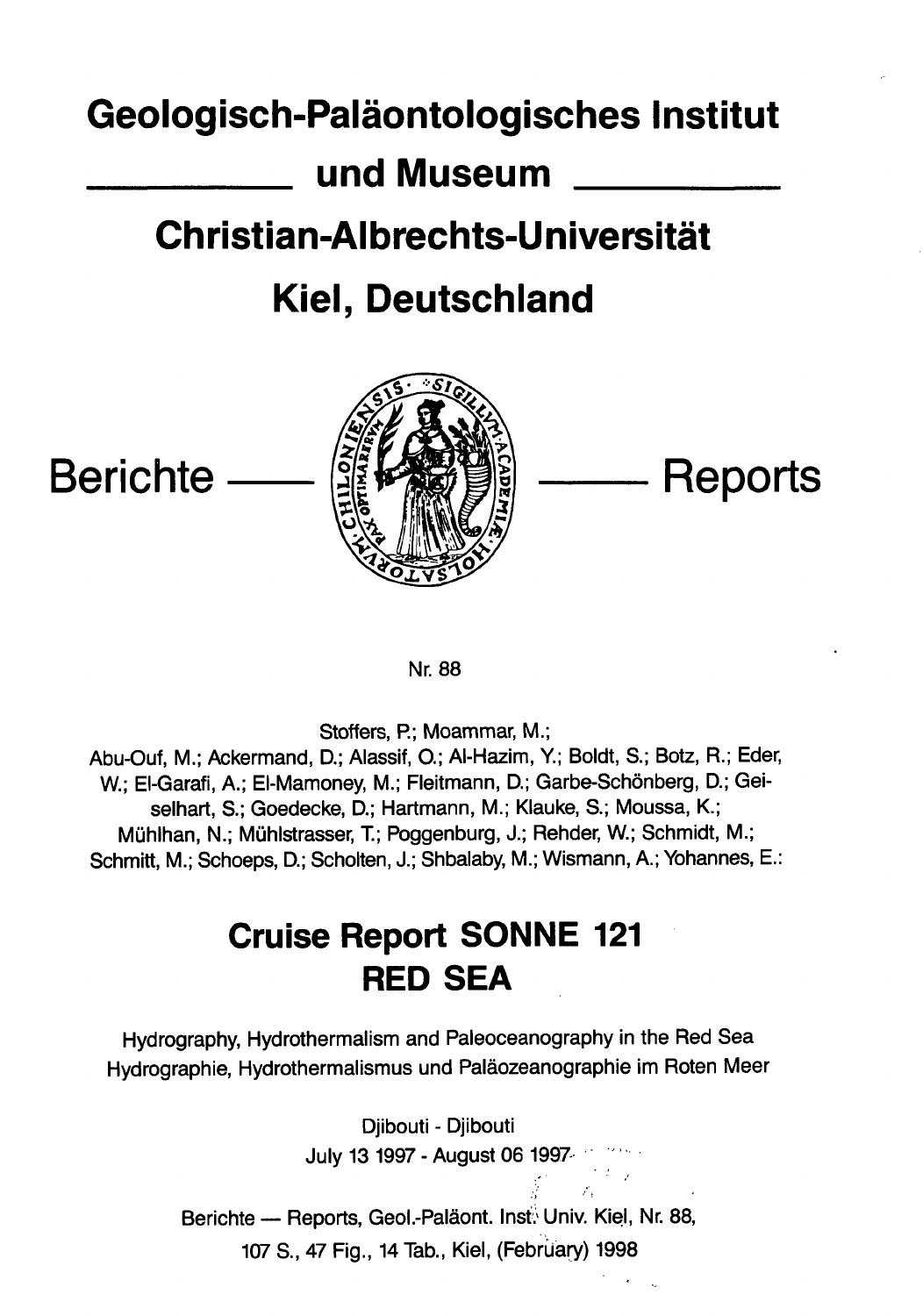# Geologisch-Paläontologisches Institut

## und Museum

# Christian-Albrechts-Universität

# Kiel, Deutschland

## Berichte —— Reports

Nr. 88

Stoffers, P.; Moammar, M.;
Abu-Ouf, M.; Ackermand, D.; Alassif, O.; Al-Hazim, Y.; Boldt, S.; Botz, R.; Eder, W.; El-Garafi, A.; El-Mamoney, M.; Fleitmann, D.; Garbe-Schönberg, D.; Geiselhart, S.; Goedecke, D.; Hartmann, M.; Klauke, S.; Moussa, K.; Mühlhan, N.; Mühlstrasser, T.; Poggenburg, J.; Rehder, W.; Schmidt, M.; Schmitt, M.; Schoeps, D.; Scholten, J.; Shbalaby, M.; Wismann, A.; Yohannes, E.:

## Cruise Report SONNE 121
## RED SEA

Hydrography, Hydrothermalism and Paleoceanography in the Red Sea
Hydrographie, Hydrothermalismus und Paläozeanographie im Roten Meer

Djibouti - Djibouti
July 13 1997 - August 06 1997

Berichte — Reports, Geol.-Paläont. Inst. Univ. Kiel, Nr. 88,
107 S., 47 Fig., 14 Tab., Kiel, (February) 1998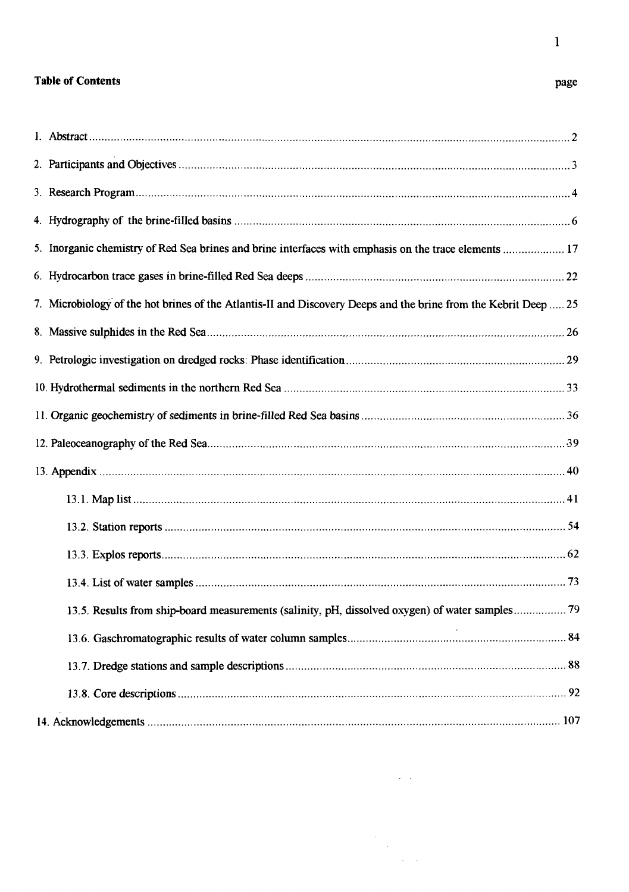**Table of Contents**

| | page |
|---|---|
| 1. Abstract | 2 |
| 2. Participants and Objectives | 3 |
| 3. Research Program | 4 |
| 4. Hydrography of the brine-filled basins | 6 |
| 5. Inorganic chemistry of Red Sea brines and brine interfaces with emphasis on the trace elements | 17 |
| 6. Hydrocarbon trace gases in brine-filled Red Sea deeps | 22 |
| 7. Microbiology of the hot brines of the Atlantis-II and Discovery Deeps and the brine from the Kebrit Deep | 25 |
| 8. Massive sulphides in the Red Sea | 26 |
| 9. Petrologic investigation on dredged rocks: Phase identification | 29 |
| 10. Hydrothermal sediments in the northern Red Sea | 33 |
| 11. Organic geochemistry of sediments in brine-filled Red Sea basins | 36 |
| 12. Paleoceanography of the Red Sea | 39 |
| 13. Appendix | 40 |
| 13.1. Map list | 41 |
| 13.2. Station reports | 54 |
| 13.3. Explos reports | 62 |
| 13.4. List of water samples | 73 |
| 13.5. Results from ship-board measurements (salinity, pH, dissolved oxygen) of water samples | 79 |
| 13.6. Gaschromatographic results of water column samples | 84 |
| 13.7. Dredge stations and sample descriptions | 88 |
| 13.8. Core descriptions | 92 |
| 14. Acknowledgements | 107 |